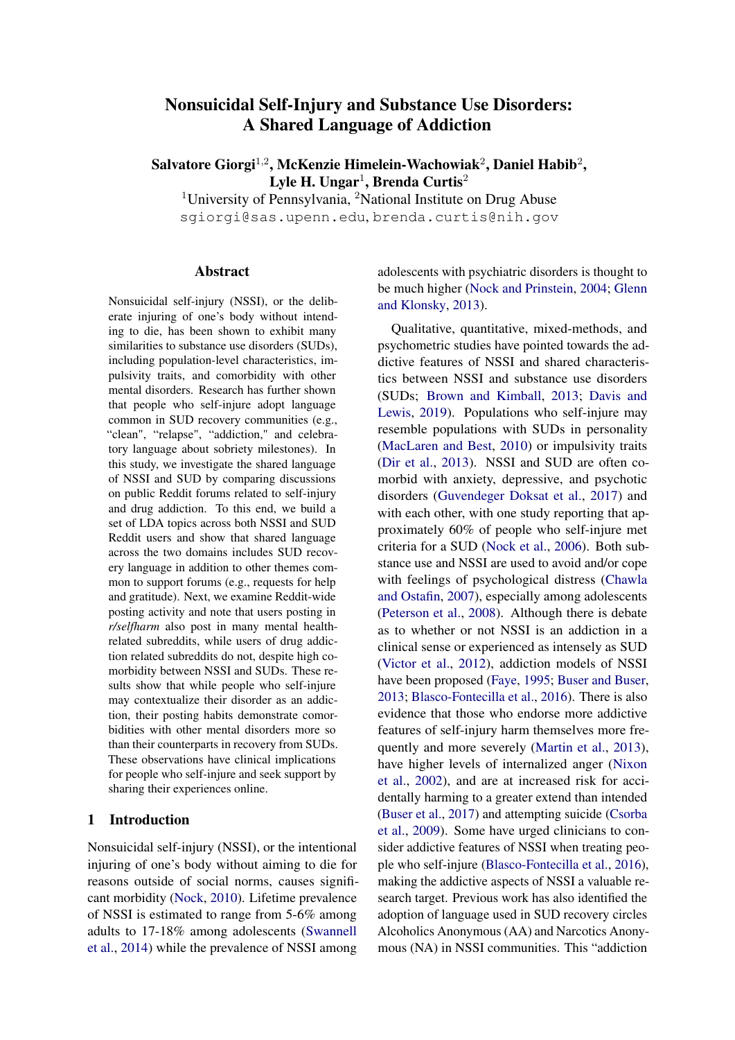# Nonsuicidal Self-Injury and Substance Use Disorders: A Shared Language of Addiction

**Salvatore Giorgi**[1,2], **McKenzie Himelein-Wachowiak**[2], **Daniel Habib**[2], **Lyle H. Ungar**[1], **Brenda Curtis**[2]

[1]University of Pennsylvania, [2]National Institute on Drug Abuse

sgiorgi@sas.upenn.edu, brenda.curtis@nih.gov

## Abstract

Nonsuicidal self-injury (NSSI), or the deliberate injuring of one's body without intending to die, has been shown to exhibit many similarities to substance use disorders (SUDs), including population-level characteristics, impulsivity traits, and comorbidity with other mental disorders. Research has further shown that people who self-injure adopt language common in SUD recovery communities (e.g., "clean", "relapse", "addiction," and celebratory language about sobriety milestones). In this study, we investigate the shared language of NSSI and SUD by comparing discussions on public Reddit forums related to self-injury and drug addiction. To this end, we build a set of LDA topics across both NSSI and SUD Reddit users and show that shared language across the two domains includes SUD recovery language in addition to other themes common to support forums (e.g., requests for help and gratitude). Next, we examine Reddit-wide posting activity and note that users posting in *r/selfharm* also post in many mental health-related subreddits, while users of drug addiction related subreddits do not, despite high comorbidity between NSSI and SUDs. These results show that while people who self-injure may contextualize their disorder as an addiction, their posting habits demonstrate comorbidities with other mental disorders more so than their counterparts in recovery from SUDs. These observations have clinical implications for people who self-injure and seek support by sharing their experiences online.

## 1 Introduction

Nonsuicidal self-injury (NSSI), or the intentional injuring of one's body without aiming to die for reasons outside of social norms, causes significant morbidity (Nock, 2010). Lifetime prevalence of NSSI is estimated to range from 5-6% among adults to 17-18% among adolescents (Swannell et al., 2014) while the prevalence of NSSI among adolescents with psychiatric disorders is thought to be much higher (Nock and Prinstein, 2004; Glenn and Klonsky, 2013).

Qualitative, quantitative, mixed-methods, and psychometric studies have pointed towards the addictive features of NSSI and shared characteristics between NSSI and substance use disorders (SUDs; Brown and Kimball, 2013; Davis and Lewis, 2019). Populations who self-injure may resemble populations with SUDs in personality (MacLaren and Best, 2010) or impulsivity traits (Dir et al., 2013). NSSI and SUD are often comorbid with anxiety, depressive, and psychotic disorders (Guvendeger Doksat et al., 2017) and with each other, with one study reporting that approximately 60% of people who self-injure met criteria for a SUD (Nock et al., 2006). Both substance use and NSSI are used to avoid and/or cope with feelings of psychological distress (Chawla and Ostafin, 2007), especially among adolescents (Peterson et al., 2008). Although there is debate as to whether or not NSSI is an addiction in a clinical sense or experienced as intensely as SUD (Victor et al., 2012), addiction models of NSSI have been proposed (Faye, 1995; Buser and Buser, 2013; Blasco-Fontecilla et al., 2016). There is also evidence that those who endorse more addictive features of self-injury harm themselves more frequently and more severely (Martin et al., 2013), have higher levels of internalized anger (Nixon et al., 2002), and are at increased risk for accidentally harming to a greater extend than intended (Buser et al., 2017) and attempting suicide (Csorba et al., 2009). Some have urged clinicians to consider addictive features of NSSI when treating people who self-injure (Blasco-Fontecilla et al., 2016), making the addictive aspects of NSSI a valuable research target. Previous work has also identified the adoption of language used in SUD recovery circles Alcoholics Anonymous (AA) and Narcotics Anonymous (NA) in NSSI communities. This "addiction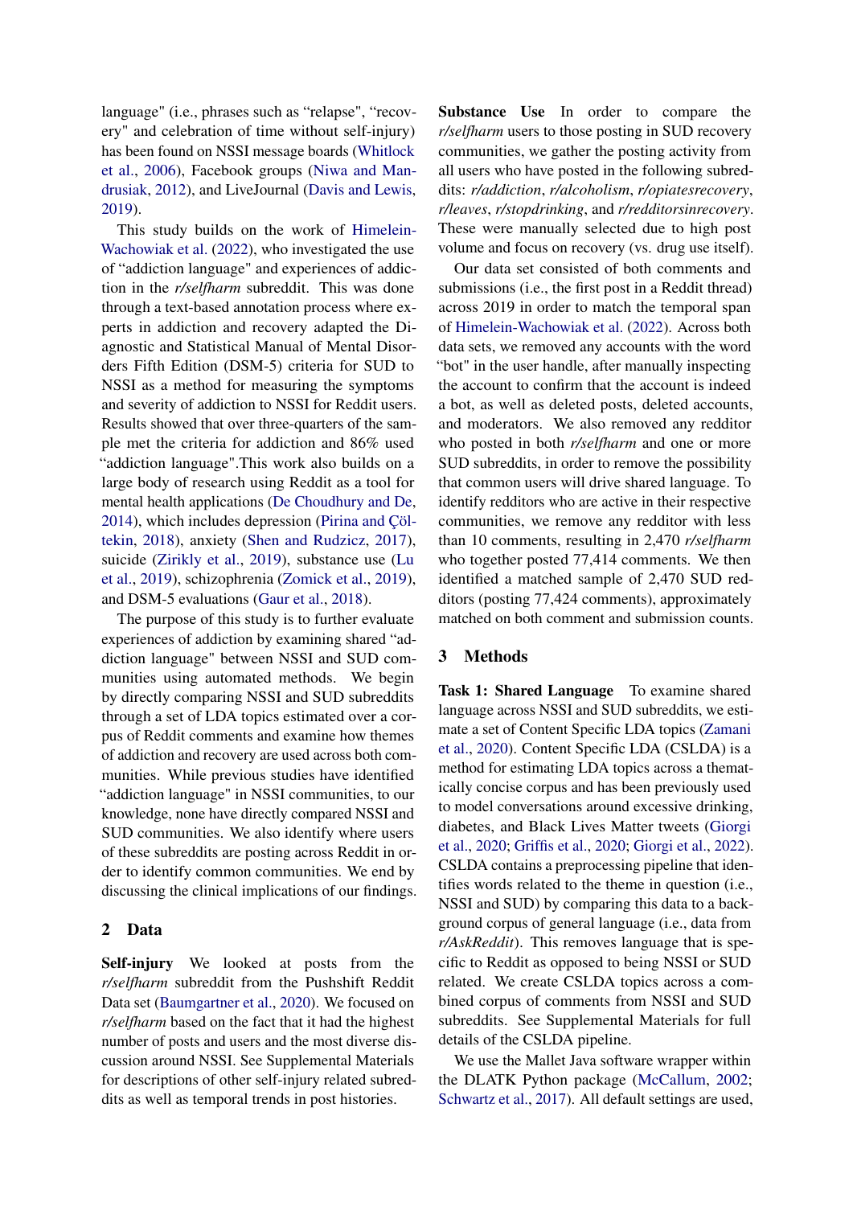language" (i.e., phrases such as "relapse", "recovery" and celebration of time without self-injury) has been found on NSSI message boards (Whitlock et al., 2006), Facebook groups (Niwa and Mandrusiak, 2012), and LiveJournal (Davis and Lewis, 2019).

This study builds on the work of Himelein-Wachowiak et al. (2022), who investigated the use of "addiction language" and experiences of addiction in the *r/selfharm* subreddit. This was done through a text-based annotation process where experts in addiction and recovery adapted the Diagnostic and Statistical Manual of Mental Disorders Fifth Edition (DSM-5) criteria for SUD to NSSI as a method for measuring the symptoms and severity of addiction to NSSI for Reddit users. Results showed that over three-quarters of the sample met the criteria for addiction and 86% used "addiction language".This work also builds on a large body of research using Reddit as a tool for mental health applications (De Choudhury and De, 2014), which includes depression (Pirina and Çöltekin, 2018), anxiety (Shen and Rudzicz, 2017), suicide (Zirikly et al., 2019), substance use (Lu et al., 2019), schizophrenia (Zomick et al., 2019), and DSM-5 evaluations (Gaur et al., 2018).

The purpose of this study is to further evaluate experiences of addiction by examining shared "addiction language" between NSSI and SUD communities using automated methods. We begin by directly comparing NSSI and SUD subreddits through a set of LDA topics estimated over a corpus of Reddit comments and examine how themes of addiction and recovery are used across both communities. While previous studies have identified "addiction language" in NSSI communities, to our knowledge, none have directly compared NSSI and SUD communities. We also identify where users of these subreddits are posting across Reddit in order to identify common communities. We end by discussing the clinical implications of our findings.

## 2 Data

**Self-injury** We looked at posts from the *r/selfharm* subreddit from the Pushshift Reddit Data set (Baumgartner et al., 2020). We focused on *r/selfharm* based on the fact that it had the highest number of posts and users and the most diverse discussion around NSSI. See Supplemental Materials for descriptions of other self-injury related subreddits as well as temporal trends in post histories.

**Substance Use** In order to compare the *r/selfharm* users to those posting in SUD recovery communities, we gather the posting activity from all users who have posted in the following subreddits: *r/addiction*, *r/alcoholism*, *r/opiatesrecovery*, *r/leaves*, *r/stopdrinking*, and *r/redditorsinrecovery*. These were manually selected due to high post volume and focus on recovery (vs. drug use itself).

Our data set consisted of both comments and submissions (i.e., the first post in a Reddit thread) across 2019 in order to match the temporal span of Himelein-Wachowiak et al. (2022). Across both data sets, we removed any accounts with the word "bot" in the user handle, after manually inspecting the account to confirm that the account is indeed a bot, as well as deleted posts, deleted accounts, and moderators. We also removed any redditor who posted in both *r/selfharm* and one or more SUD subreddits, in order to remove the possibility that common users will drive shared language. To identify redditors who are active in their respective communities, we remove any redditor with less than 10 comments, resulting in 2,470 *r/selfharm* who together posted 77,414 comments. We then identified a matched sample of 2,470 SUD redditors (posting 77,424 comments), approximately matched on both comment and submission counts.

## 3 Methods

**Task 1: Shared Language** To examine shared language across NSSI and SUD subreddits, we estimate a set of Content Specific LDA topics (Zamani et al., 2020). Content Specific LDA (CSLDA) is a method for estimating LDA topics across a thematically concise corpus and has been previously used to model conversations around excessive drinking, diabetes, and Black Lives Matter tweets (Giorgi et al., 2020; Griffis et al., 2020; Giorgi et al., 2022). CSLDA contains a preprocessing pipeline that identifies words related to the theme in question (i.e., NSSI and SUD) by comparing this data to a background corpus of general language (i.e., data from *r/AskReddit*). This removes language that is specific to Reddit as opposed to being NSSI or SUD related. We create CSLDA topics across a combined corpus of comments from NSSI and SUD subreddits. See Supplemental Materials for full details of the CSLDA pipeline.

We use the Mallet Java software wrapper within the DLATK Python package (McCallum, 2002; Schwartz et al., 2017). All default settings are used,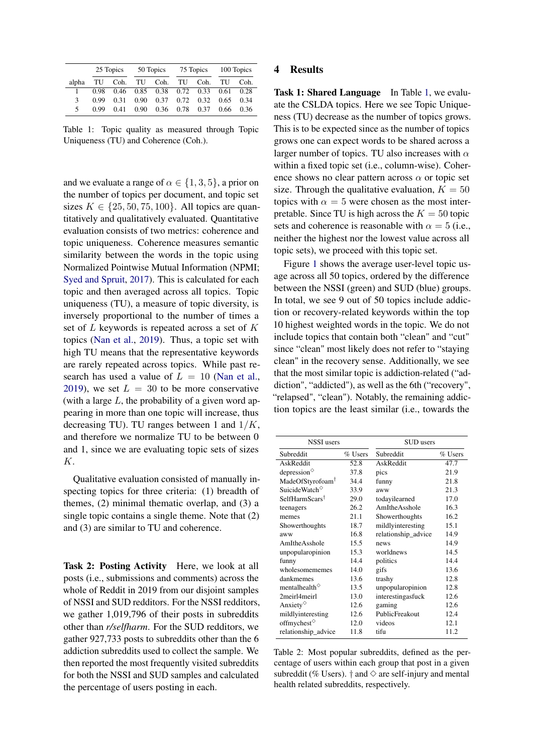| | 25 Topics | | 50 Topics | | 75 Topics | | 100 Topics | |
|---|---|---|---|---|---|---|---|---|
| alpha | TU | Coh. | TU | Coh. | TU | Coh. | TU | Coh. |
| 1 | 0.98 | 0.46 | 0.85 | 0.38 | 0.72 | 0.33 | 0.61 | 0.28 |
| 3 | 0.99 | 0.31 | 0.90 | 0.37 | 0.72 | 0.32 | 0.65 | 0.34 |
| 5 | 0.99 | 0.41 | 0.90 | 0.36 | 0.78 | 0.37 | 0.66 | 0.36 |

Table 1: Topic quality as measured through Topic Uniqueness (TU) and Coherence (Coh.).

and we evaluate a range of $\alpha \in \{1, 3, 5\}$, a prior on the number of topics per document, and topic set sizes $K \in \{25, 50, 75, 100\}$. All topics are quantitatively and qualitatively evaluated. Quantitative evaluation consists of two metrics: coherence and topic uniqueness. Coherence measures semantic similarity between the words in the topic using Normalized Pointwise Mutual Information (NPMI; Syed and Spruit, 2017). This is calculated for each topic and then averaged across all topics. Topic uniqueness (TU), a measure of topic diversity, is inversely proportional to the number of times a set of $L$ keywords is repeated across a set of $K$ topics (Nan et al., 2019). Thus, a topic set with high TU means that the representative keywords are rarely repeated across topics. While past research has used a value of $L = 10$ (Nan et al., 2019), we set $L = 30$ to be more conservative (with a large $L$, the probability of a given word appearing in more than one topic will increase, thus decreasing TU). TU ranges between 1 and $1/K$, and therefore we normalize TU to be between 0 and 1, since we are evaluating topic sets of sizes $K$.

Qualitative evaluation consisted of manually inspecting topics for three criteria: (1) breadth of themes, (2) minimal thematic overlap, and (3) a single topic contains a single theme. Note that (2) and (3) are similar to TU and coherence.

**Task 2: Posting Activity** Here, we look at all posts (i.e., submissions and comments) across the whole of Reddit in 2019 from our disjoint samples of NSSI and SUD redditors. For the NSSI redditors, we gather 1,019,796 of their posts in subreddits other than *r/selfharm*. For the SUD redditors, we gather 927,733 posts to subreddits other than the 6 addiction subreddits used to collect the sample. We then reported the most frequently visited subreddits for both the NSSI and SUD samples and calculated the percentage of users posting in each.

# 4 Results

**Task 1: Shared Language** In Table 1, we evaluate the CSLDA topics. Here we see Topic Uniqueness (TU) decrease as the number of topics grows. This is to be expected since as the number of topics grows one can expect words to be shared across a larger number of topics. TU also increases with $\alpha$ within a fixed topic set (i.e., column-wise). Coherence shows no clear pattern across $\alpha$ or topic set size. Through the qualitative evaluation, $K = 50$ topics with $\alpha = 5$ were chosen as the most interpretable. Since TU is high across the $K = 50$ topic sets and coherence is reasonable with $\alpha = 5$ (i.e., neither the highest nor the lowest value across all topic sets), we proceed with this topic set.

Figure 1 shows the average user-level topic usage across all 50 topics, ordered by the difference between the NSSI (green) and SUD (blue) groups. In total, we see 9 out of 50 topics include addiction or recovery-related keywords within the top 10 highest weighted words in the topic. We do not include topics that contain both "clean" and "cut" since "clean" most likely does not refer to "staying clean" in the recovery sense. Additionally, we see that the most similar topic is addiction-related ("addiction", "addicted"), as well as the 6th ("recovery", "relapsed", "clean"). Notably, the remaining addiction topics are the least similar (i.e., towards the

| NSSI users | | SUD users | |
|---|---|---|---|
| Subreddit | % Users | Subreddit | % Users |
| AskReddit | 52.8 | AskReddit | 47.7 |
| depression◇ | 37.8 | pics | 21.9 |
| MadeOfStyrofoam† | 34.4 | funny | 21.8 |
| SuicideWatch◇ | 33.9 | aww | 21.3 |
| SelfHarmScars† | 29.0 | todayilearned | 17.0 |
| teenagers | 26.2 | AmItheAsshole | 16.3 |
| memes | 21.1 | Showerthoughts | 16.2 |
| Showerthoughts | 18.7 | mildlyinteresting | 15.1 |
| aww | 16.8 | relationship_advice | 14.9 |
| AmItheAsshole | 15.5 | news | 14.9 |
| unpopularopinion | 15.3 | worldnews | 14.5 |
| funny | 14.4 | politics | 14.4 |
| wholesomememes | 14.0 | gifs | 13.6 |
| dankmemes | 13.6 | trashy | 12.8 |
| mentalhealth◇ | 13.5 | unpopularopinion | 12.8 |
| 2meirl4meirl | 13.0 | interestingasfuck | 12.6 |
| Anxiety◇ | 12.6 | gaming | 12.6 |
| mildlyinteresting | 12.6 | PublicFreakout | 12.4 |
| offmychest◇ | 12.0 | videos | 12.1 |
| relationship_advice | 11.8 | tifu | 11.2 |

Table 2: Most popular subreddits, defined as the percentage of users within each group that post in a given subreddit (% Users). † and ◇ are self-injury and mental health related subreddits, respectively.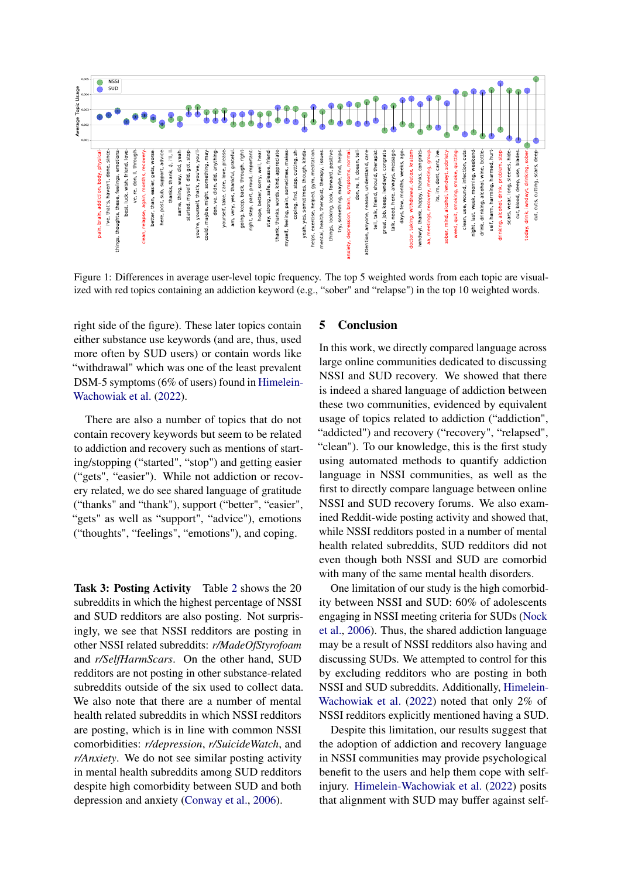Figure 1: Differences in average user-level topic frequency. The top 5 weighted words from each topic are visualized with red topics containing an addiction keyword (e.g., "sober" and "relapse") in the top 10 weighted words.

right side of the figure). These later topics contain either substance use keywords (and are, thus, used more often by SUD users) or contain words like "withdrawal" which was one of the least prevalent DSM-5 symptoms (6% of users) found in Himelein-Wachowiak et al. (2022).

There are also a number of topics that do not contain recovery keywords but seem to be related to addiction and recovery such as mentions of starting/stopping ("started", "stop") and getting easier ("gets", "easier"). While not addiction or recovery related, we do see shared language of gratitude ("thanks" and "thank"), support ("better", "easier", "gets" as well as "support", "advice"), emotions ("thoughts", "feelings", "emotions"), and coping.

**Task 3: Posting Activity** Table 2 shows the 20 subreddits in which the highest percentage of NSSI and SUD redditors are also posting. Not surprisingly, we see that NSSI redditors are posting in other NSSI related subreddits: *r/MadeOfStyrofoam* and *r/SelfHarmScars*. On the other hand, SUD redditors are not posting in other substance-related subreddits outside of the six used to collect data. We also note that there are a number of mental health related subreddits in which NSSI redditors are posting, which is in line with common NSSI comorbidities: *r/depression*, *r/SuicideWatch*, and *r/Anxiety*. We do not see similar posting activity in mental health subreddits among SUD redditors despite high comorbidity between SUD and both depression and anxiety (Conway et al., 2006).

## 5 Conclusion

In this work, we directly compared language across large online communities dedicated to discussing NSSI and SUD recovery. We showed that there is indeed a shared language of addiction between these two communities, evidenced by equivalent usage of topics related to addiction ("addiction", "addicted") and recovery ("recovery", "relapsed", "clean"). To our knowledge, this is the first study using automated methods to quantify addiction language in NSSI communities, as well as the first to directly compare language between online NSSI and SUD recovery forums. We also examined Reddit-wide posting activity and showed that, while NSSI redditors posted in a number of mental health related subreddits, SUD redditors did not even though both NSSI and SUD are comorbid with many of the same mental health disorders.

One limitation of our study is the high comorbidity between NSSI and SUD: 60% of adolescents engaging in NSSI meeting criteria for SUDs (Nock et al., 2006). Thus, the shared addiction language may be a result of NSSI redditors also having and discussing SUDs. We attempted to control for this by excluding redditors who are posting in both NSSI and SUD subreddits. Additionally, Himelein-Wachowiak et al. (2022) noted that only 2% of NSSI redditors explicitly mentioned having a SUD.

Despite this limitation, our results suggest that the adoption of addiction and recovery language in NSSI communities may provide psychological benefit to the users and help them cope with self-injury. Himelein-Wachowiak et al. (2022) posits that alignment with SUD may buffer against self-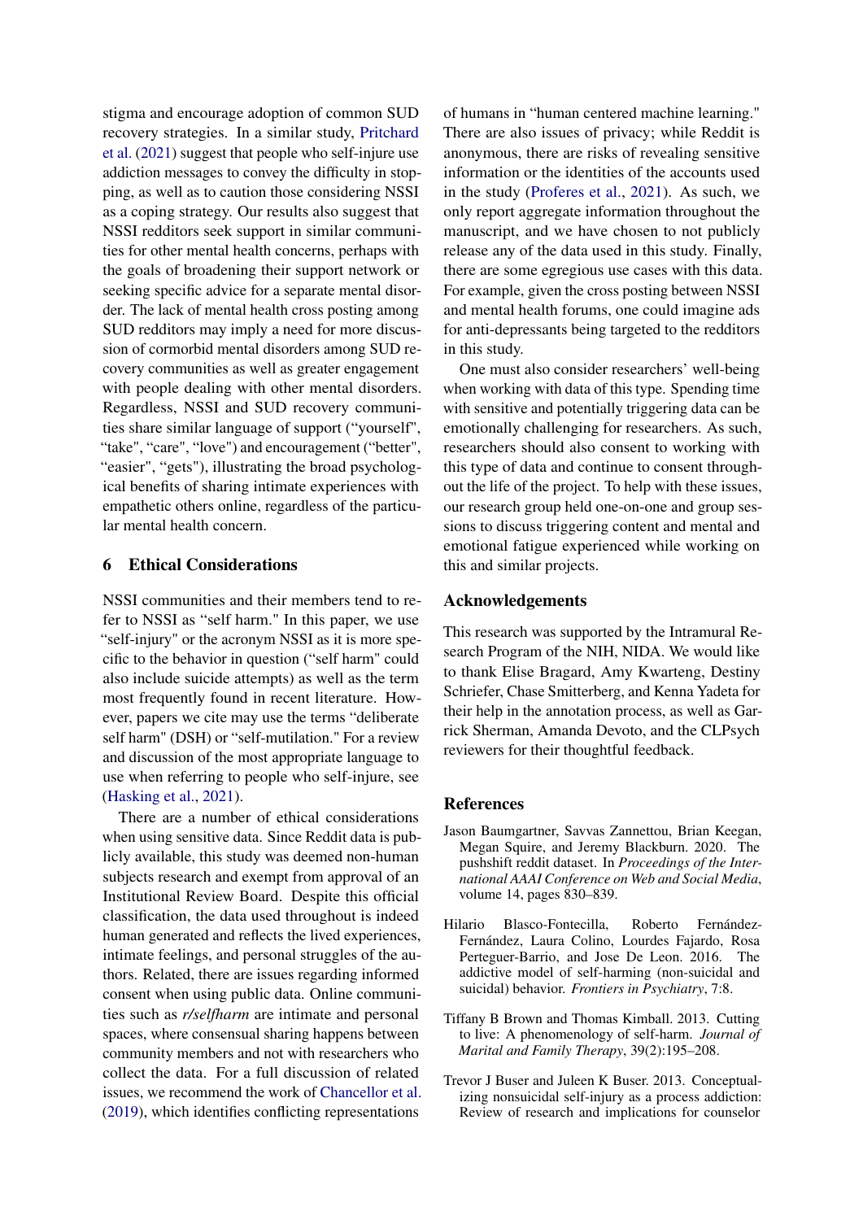stigma and encourage adoption of common SUD recovery strategies. In a similar study, Pritchard et al. (2021) suggest that people who self-injure use addiction messages to convey the difficulty in stopping, as well as to caution those considering NSSI as a coping strategy. Our results also suggest that NSSI redditors seek support in similar communities for other mental health concerns, perhaps with the goals of broadening their support network or seeking specific advice for a separate mental disorder. The lack of mental health cross posting among SUD redditors may imply a need for more discussion of cormorbid mental disorders among SUD recovery communities as well as greater engagement with people dealing with other mental disorders. Regardless, NSSI and SUD recovery communities share similar language of support ("yourself", "take", "care", "love") and encouragement ("better", "easier", "gets"), illustrating the broad psychological benefits of sharing intimate experiences with empathetic others online, regardless of the particular mental health concern.

## 6 Ethical Considerations

NSSI communities and their members tend to refer to NSSI as "self harm." In this paper, we use "self-injury" or the acronym NSSI as it is more specific to the behavior in question ("self harm" could also include suicide attempts) as well as the term most frequently found in recent literature. However, papers we cite may use the terms "deliberate self harm" (DSH) or "self-mutilation." For a review and discussion of the most appropriate language to use when referring to people who self-injure, see (Hasking et al., 2021).

There are a number of ethical considerations when using sensitive data. Since Reddit data is publicly available, this study was deemed non-human subjects research and exempt from approval of an Institutional Review Board. Despite this official classification, the data used throughout is indeed human generated and reflects the lived experiences, intimate feelings, and personal struggles of the authors. Related, there are issues regarding informed consent when using public data. Online communities such as *r/selfharm* are intimate and personal spaces, where consensual sharing happens between community members and not with researchers who collect the data. For a full discussion of related issues, we recommend the work of Chancellor et al. (2019), which identifies conflicting representations of humans in "human centered machine learning." There are also issues of privacy; while Reddit is anonymous, there are risks of revealing sensitive information or the identities of the accounts used in the study (Proferes et al., 2021). As such, we only report aggregate information throughout the manuscript, and we have chosen to not publicly release any of the data used in this study. Finally, there are some egregious use cases with this data. For example, given the cross posting between NSSI and mental health forums, one could imagine ads for anti-depressants being targeted to the redditors in this study.

One must also consider researchers' well-being when working with data of this type. Spending time with sensitive and potentially triggering data can be emotionally challenging for researchers. As such, researchers should also consent to working with this type of data and continue to consent throughout the life of the project. To help with these issues, our research group held one-on-one and group sessions to discuss triggering content and mental and emotional fatigue experienced while working on this and similar projects.

## Acknowledgements

This research was supported by the Intramural Research Program of the NIH, NIDA. We would like to thank Elise Bragard, Amy Kwarteng, Destiny Schriefer, Chase Smitterberg, and Kenna Yadeta for their help in the annotation process, as well as Garrick Sherman, Amanda Devoto, and the CLPsych reviewers for their thoughtful feedback.

## References

Jason Baumgartner, Savvas Zannettou, Brian Keegan, Megan Squire, and Jeremy Blackburn. 2020. The pushshift reddit dataset. In *Proceedings of the International AAAI Conference on Web and Social Media*, volume 14, pages 830–839.

Hilario Blasco-Fontecilla, Roberto Fernández-Fernández, Laura Colino, Lourdes Fajardo, Rosa Perteguer-Barrio, and Jose De Leon. 2016. The addictive model of self-harming (non-suicidal and suicidal) behavior. *Frontiers in Psychiatry*, 7:8.

Tiffany B Brown and Thomas Kimball. 2013. Cutting to live: A phenomenology of self-harm. *Journal of Marital and Family Therapy*, 39(2):195–208.

Trevor J Buser and Juleen K Buser. 2013. Conceptualizing nonsuicidal self-injury as a process addiction: Review of research and implications for counselor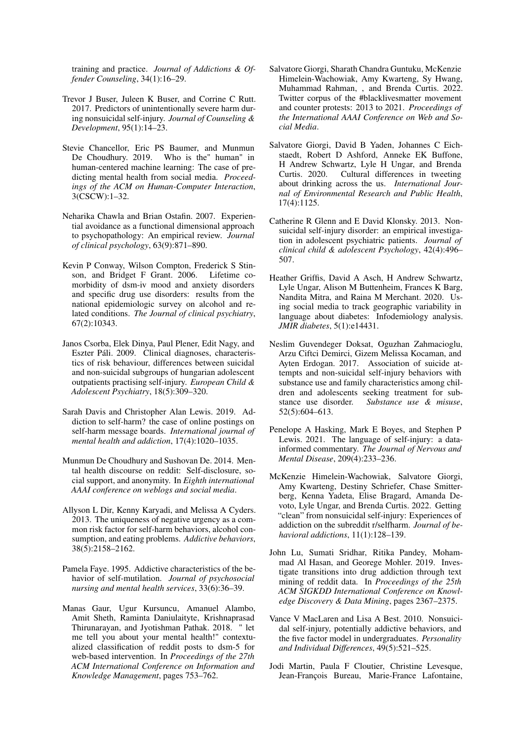training and practice. *Journal of Addictions & Offender Counseling*, 34(1):16–29.

Trevor J Buser, Juleen K Buser, and Corrine C Rutt. 2017. Predictors of unintentionally severe harm during nonsuicidal self-injury. *Journal of Counseling & Development*, 95(1):14–23.

Stevie Chancellor, Eric PS Baumer, and Munmun De Choudhury. 2019. Who is the" human" in human-centered machine learning: The case of predicting mental health from social media. *Proceedings of the ACM on Human-Computer Interaction*, 3(CSCW):1–32.

Neharika Chawla and Brian Ostafin. 2007. Experiential avoidance as a functional dimensional approach to psychopathology: An empirical review. *Journal of clinical psychology*, 63(9):871–890.

Kevin P Conway, Wilson Compton, Frederick S Stinson, and Bridget F Grant. 2006. Lifetime comorbidity of dsm-iv mood and anxiety disorders and specific drug use disorders: results from the national epidemiologic survey on alcohol and related conditions. *The Journal of clinical psychiatry*, 67(2):10343.

Janos Csorba, Elek Dinya, Paul Plener, Edit Nagy, and Eszter Páli. 2009. Clinical diagnoses, characteristics of risk behaviour, differences between suicidal and non-suicidal subgroups of hungarian adolescent outpatients practising self-injury. *European Child & Adolescent Psychiatry*, 18(5):309–320.

Sarah Davis and Christopher Alan Lewis. 2019. Addiction to self-harm? the case of online postings on self-harm message boards. *International journal of mental health and addiction*, 17(4):1020–1035.

Munmun De Choudhury and Sushovan De. 2014. Mental health discourse on reddit: Self-disclosure, social support, and anonymity. In *Eighth international AAAI conference on weblogs and social media*.

Allyson L Dir, Kenny Karyadi, and Melissa A Cyders. 2013. The uniqueness of negative urgency as a common risk factor for self-harm behaviors, alcohol consumption, and eating problems. *Addictive behaviors*, 38(5):2158–2162.

Pamela Faye. 1995. Addictive characteristics of the behavior of self-mutilation. *Journal of psychosocial nursing and mental health services*, 33(6):36–39.

Manas Gaur, Ugur Kursuncu, Amanuel Alambo, Amit Sheth, Raminta Daniulaityte, Krishnaprasad Thirunarayan, and Jyotishman Pathak. 2018. " let me tell you about your mental health!" contextualized classification of reddit posts to dsm-5 for web-based intervention. In *Proceedings of the 27th ACM International Conference on Information and Knowledge Management*, pages 753–762.

Salvatore Giorgi, Sharath Chandra Guntuku, McKenzie Himelein-Wachowiak, Amy Kwarteng, Sy Hwang, Muhammad Rahman, , and Brenda Curtis. 2022. Twitter corpus of the #blacklivesmatter movement and counter protests: 2013 to 2021. *Proceedings of the International AAAI Conference on Web and Social Media*.

Salvatore Giorgi, David B Yaden, Johannes C Eichstaedt, Robert D Ashford, Anneke EK Buffone, H Andrew Schwartz, Lyle H Ungar, and Brenda Curtis. 2020. Cultural differences in tweeting about drinking across the us. *International Journal of Environmental Research and Public Health*, 17(4):1125.

Catherine R Glenn and E David Klonsky. 2013. Nonsuicidal self-injury disorder: an empirical investigation in adolescent psychiatric patients. *Journal of clinical child & adolescent Psychology*, 42(4):496–507.

Heather Griffis, David A Asch, H Andrew Schwartz, Lyle Ungar, Alison M Buttenheim, Frances K Barg, Nandita Mitra, and Raina M Merchant. 2020. Using social media to track geographic variability in language about diabetes: Infodemiology analysis. *JMIR diabetes*, 5(1):e14431.

Neslim Guvendeger Doksat, Oguzhan Zahmacioglu, Arzu Ciftci Demirci, Gizem Melissa Kocaman, and Ayten Erdogan. 2017. Association of suicide attempts and non-suicidal self-injury behaviors with substance use and family characteristics among children and adolescents seeking treatment for substance use disorder. *Substance use & misuse*, 52(5):604–613.

Penelope A Hasking, Mark E Boyes, and Stephen P Lewis. 2021. The language of self-injury: a data-informed commentary. *The Journal of Nervous and Mental Disease*, 209(4):233–236.

McKenzie Himelein-Wachowiak, Salvatore Giorgi, Amy Kwarteng, Destiny Schriefer, Chase Smitterberg, Kenna Yadeta, Elise Bragard, Amanda Devoto, Lyle Ungar, and Brenda Curtis. 2022. Getting "clean" from nonsuicidal self-injury: Experiences of addiction on the subreddit r/selfharm. *Journal of behavioral addictions*, 11(1):128–139.

John Lu, Sumati Sridhar, Ritika Pandey, Mohammad Al Hasan, and Georege Mohler. 2019. Investigate transitions into drug addiction through text mining of reddit data. In *Proceedings of the 25th ACM SIGKDD International Conference on Knowledge Discovery & Data Mining*, pages 2367–2375.

Vance V MacLaren and Lisa A Best. 2010. Nonsuicidal self-injury, potentially addictive behaviors, and the five factor model in undergraduates. *Personality and Individual Differences*, 49(5):521–525.

Jodi Martin, Paula F Cloutier, Christine Levesque, Jean-François Bureau, Marie-France Lafontaine,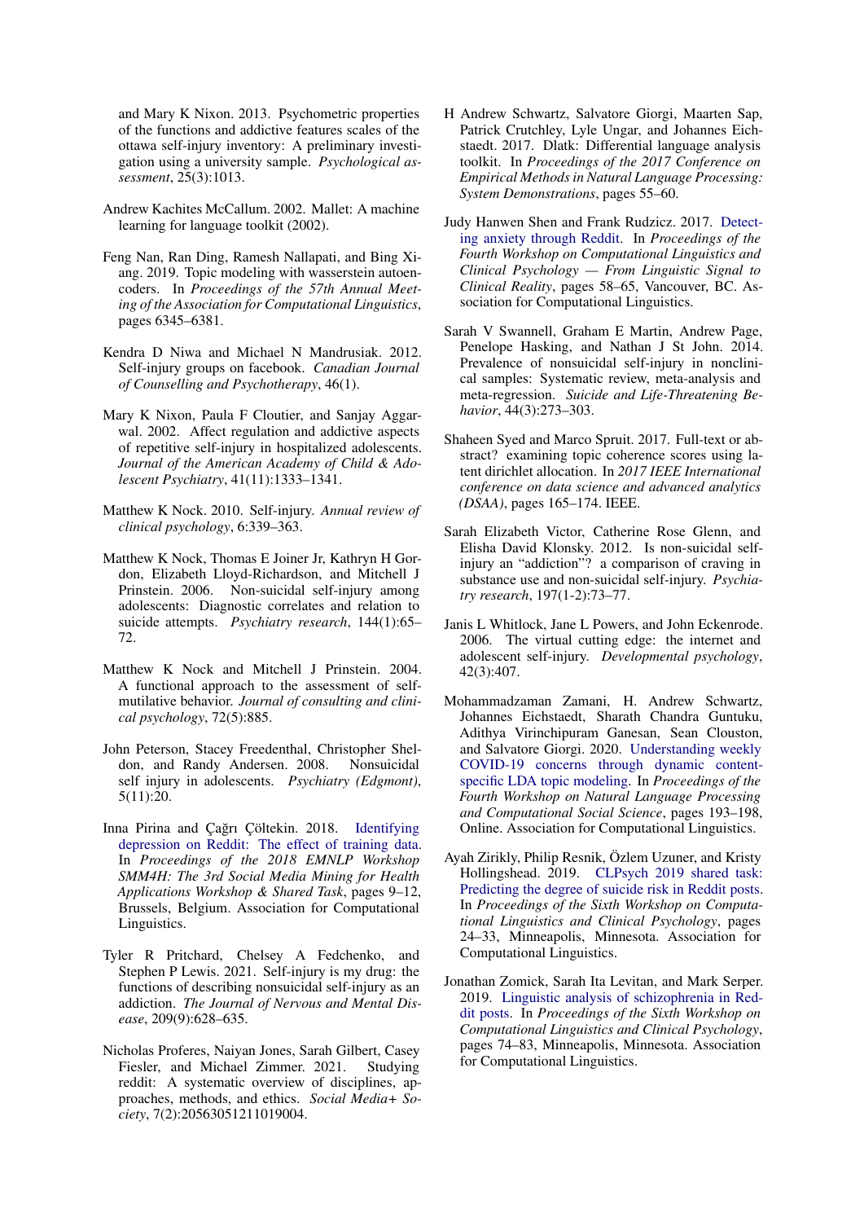and Mary K Nixon. 2013. Psychometric properties of the functions and addictive features scales of the ottawa self-injury inventory: A preliminary investigation using a university sample. *Psychological assessment*, 25(3):1013.

Andrew Kachites McCallum. 2002. Mallet: A machine learning for language toolkit (2002).

Feng Nan, Ran Ding, Ramesh Nallapati, and Bing Xiang. 2019. Topic modeling with wasserstein autoencoders. In *Proceedings of the 57th Annual Meeting of the Association for Computational Linguistics*, pages 6345–6381.

Kendra D Niwa and Michael N Mandrusiak. 2012. Self-injury groups on facebook. *Canadian Journal of Counselling and Psychotherapy*, 46(1).

Mary K Nixon, Paula F Cloutier, and Sanjay Aggarwal. 2002. Affect regulation and addictive aspects of repetitive self-injury in hospitalized adolescents. *Journal of the American Academy of Child & Adolescent Psychiatry*, 41(11):1333–1341.

Matthew K Nock. 2010. Self-injury. *Annual review of clinical psychology*, 6:339–363.

Matthew K Nock, Thomas E Joiner Jr, Kathryn H Gordon, Elizabeth Lloyd-Richardson, and Mitchell J Prinstein. 2006. Non-suicidal self-injury among adolescents: Diagnostic correlates and relation to suicide attempts. *Psychiatry research*, 144(1):65–72.

Matthew K Nock and Mitchell J Prinstein. 2004. A functional approach to the assessment of self-mutilative behavior. *Journal of consulting and clinical psychology*, 72(5):885.

John Peterson, Stacey Freedenthal, Christopher Sheldon, and Randy Andersen. 2008. Nonsuicidal self injury in adolescents. *Psychiatry (Edgmont)*, 5(11):20.

Inna Pirina and Çağrı Çöltekin. 2018. Identifying depression on Reddit: The effect of training data. In *Proceedings of the 2018 EMNLP Workshop SMM4H: The 3rd Social Media Mining for Health Applications Workshop & Shared Task*, pages 9–12, Brussels, Belgium. Association for Computational Linguistics.

Tyler R Pritchard, Chelsey A Fedchenko, and Stephen P Lewis. 2021. Self-injury is my drug: the functions of describing nonsuicidal self-injury as an addiction. *The Journal of Nervous and Mental Disease*, 209(9):628–635.

Nicholas Proferes, Naiyan Jones, Sarah Gilbert, Casey Fiesler, and Michael Zimmer. 2021. Studying reddit: A systematic overview of disciplines, approaches, methods, and ethics. *Social Media+ Society*, 7(2):20563051211019004.

H Andrew Schwartz, Salvatore Giorgi, Maarten Sap, Patrick Crutchley, Lyle Ungar, and Johannes Eichstaedt. 2017. Dlatk: Differential language analysis toolkit. In *Proceedings of the 2017 Conference on Empirical Methods in Natural Language Processing: System Demonstrations*, pages 55–60.

Judy Hanwen Shen and Frank Rudzicz. 2017. Detecting anxiety through Reddit. In *Proceedings of the Fourth Workshop on Computational Linguistics and Clinical Psychology — From Linguistic Signal to Clinical Reality*, pages 58–65, Vancouver, BC. Association for Computational Linguistics.

Sarah V Swannell, Graham E Martin, Andrew Page, Penelope Hasking, and Nathan J St John. 2014. Prevalence of nonsuicidal self-injury in nonclinical samples: Systematic review, meta-analysis and meta-regression. *Suicide and Life-Threatening Behavior*, 44(3):273–303.

Shaheen Syed and Marco Spruit. 2017. Full-text or abstract? examining topic coherence scores using latent dirichlet allocation. In *2017 IEEE International conference on data science and advanced analytics (DSAA)*, pages 165–174. IEEE.

Sarah Elizabeth Victor, Catherine Rose Glenn, and Elisha David Klonsky. 2012. Is non-suicidal self-injury an "addiction"? a comparison of craving in substance use and non-suicidal self-injury. *Psychiatry research*, 197(1-2):73–77.

Janis L Whitlock, Jane L Powers, and John Eckenrode. 2006. The virtual cutting edge: the internet and adolescent self-injury. *Developmental psychology*, 42(3):407.

Mohammadzaman Zamani, H. Andrew Schwartz, Johannes Eichstaedt, Sharath Chandra Guntuku, Adithya Virinchipuram Ganesan, Sean Clouston, and Salvatore Giorgi. 2020. Understanding weekly COVID-19 concerns through dynamic content-specific LDA topic modeling. In *Proceedings of the Fourth Workshop on Natural Language Processing and Computational Social Science*, pages 193–198, Online. Association for Computational Linguistics.

Ayah Zirikly, Philip Resnik, Özlem Uzuner, and Kristy Hollingshead. 2019. CLPsych 2019 shared task: Predicting the degree of suicide risk in Reddit posts. In *Proceedings of the Sixth Workshop on Computational Linguistics and Clinical Psychology*, pages 24–33, Minneapolis, Minnesota. Association for Computational Linguistics.

Jonathan Zomick, Sarah Ita Levitan, and Mark Serper. 2019. Linguistic analysis of schizophrenia in Reddit posts. In *Proceedings of the Sixth Workshop on Computational Linguistics and Clinical Psychology*, pages 74–83, Minneapolis, Minnesota. Association for Computational Linguistics.